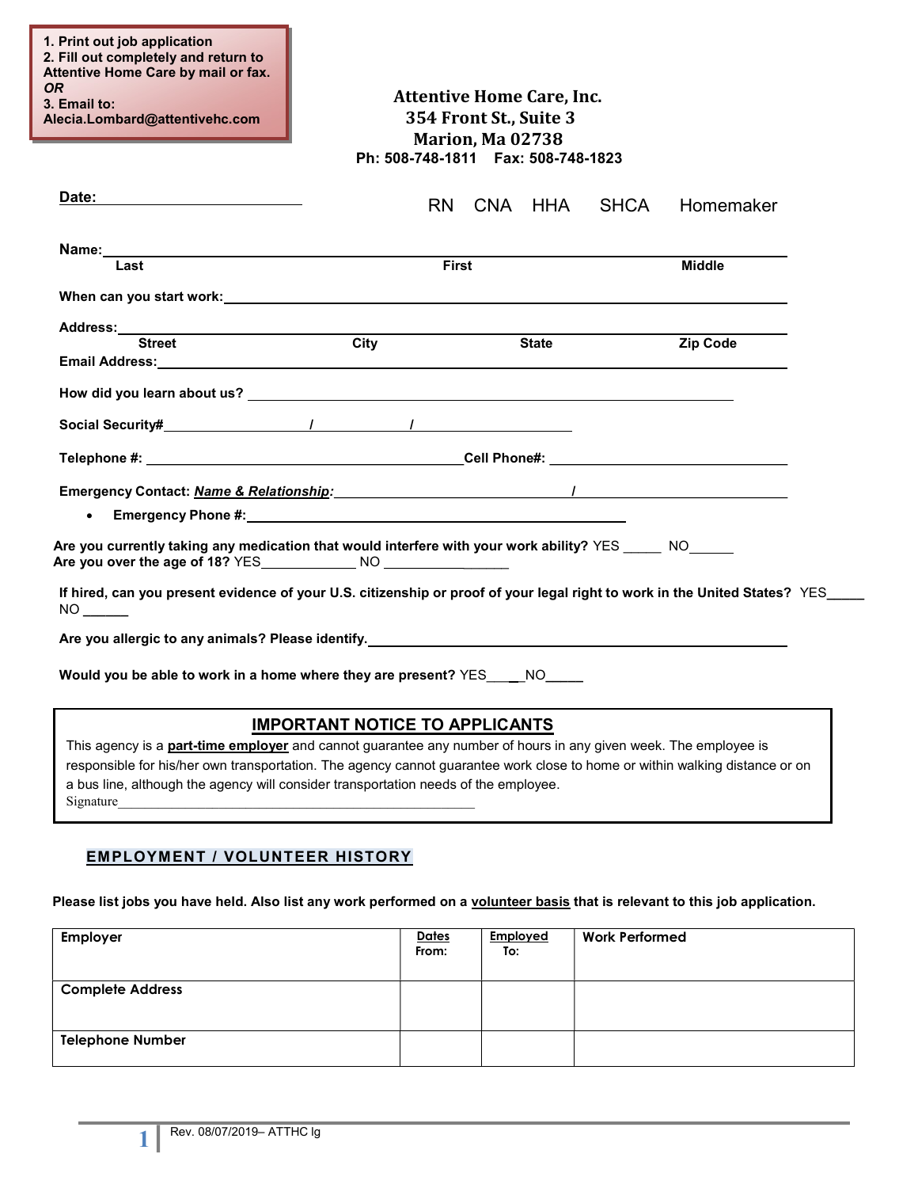1. Print out job application
2. Fill out completely and return to Attentive Home Care by mail or fax.
*OR*
3. Email to: Alecia.Lombard@attentivehc.com

**Attentive Home Care, Inc.**
**354 Front St., Suite 3**
**Marion, Ma 02738**
**Ph: 508-748-1811 Fax: 508-748-1823**

**Date:**\_\_\_\_\_\_\_\_\_\_\_\_\_\_\_\_\_\_\_\_ RN CNA HHA SHCA Homemaker

**Name:**\_\_\_\_\_\_\_\_\_\_\_\_\_\_\_\_\_\_\_\_\_\_\_\_\_\_\_\_\_\_\_\_\_\_\_\_\_\_\_\_
**Last** **First** **Middle**

**When can you start work:**\_\_\_\_\_\_\_\_\_\_\_\_\_\_\_\_\_\_\_\_\_\_\_\_\_\_\_\_\_\_

**Address:**\_\_\_\_\_\_\_\_\_\_\_\_\_\_\_\_\_\_\_\_\_\_\_\_\_\_\_\_\_\_\_\_\_\_\_\_\_\_\_\_
**Street** **City** **State** **Zip Code**

**Email Address:**\_\_\_\_\_\_\_\_\_\_\_\_\_\_\_\_\_\_\_\_\_\_\_\_\_\_\_\_\_\_

**How did you learn about us?** \_\_\_\_\_\_\_\_\_\_\_\_\_\_\_\_\_\_\_\_\_\_\_\_\_\_\_\_\_\_

**Social Security#**\_\_\_\_\_\_\_\_\_\_ / \_\_\_\_\_\_\_\_ / \_\_\_\_\_\_\_\_\_\_

**Telephone #:** \_\_\_\_\_\_\_\_\_\_\_\_\_\_\_\_\_\_\_\_\_\_\_\_ **Cell Phone#:** \_\_\_\_\_\_\_\_\_\_\_\_\_\_\_\_\_\_\_\_

**Emergency Contact: *Name & Relationship:***\_\_\_\_\_\_\_\_\_\_\_\_\_\_\_\_\_\_ / \_\_\_\_\_\_\_\_\_\_\_\_\_\_\_\_\_\_

- **Emergency Phone #:**\_\_\_\_\_\_\_\_\_\_\_\_\_\_\_\_\_\_\_\_\_\_\_\_\_\_\_\_\_\_

**Are you currently taking any medication that would interfere with your work ability?** YES \_\_\_\_\_ NO\_\_\_\_\_\_
**Are you over the age of 18?** YES\_\_\_\_\_\_\_\_\_\_\_\_\_ NO \_\_\_\_\_\_\_\_\_\_\_\_\_\_\_\_\_

**If hired, can you present evidence of your U.S. citizenship or proof of your legal right to work in the United States?** YES\_\_\_\_\_ NO \_\_\_\_\_\_

**Are you allergic to any animals? Please identify.**\_\_\_\_\_\_\_\_\_\_\_\_\_\_\_\_\_\_\_\_\_\_\_\_\_\_\_\_\_\_

**Would you be able to work in a home where they are present?** YES\_\_\_\_\_NO\_\_\_\_\_

## IMPORTANT NOTICE TO APPLICANTS

This agency is a **part-time employer** and cannot guarantee any number of hours in any given week. The employee is responsible for his/her own transportation. The agency cannot guarantee work close to home or within walking distance or on a bus line, although the agency will consider transportation needs of the employee.

Signature\_\_\_\_\_\_\_\_\_\_\_\_\_\_\_\_\_\_\_\_\_\_\_\_\_\_\_\_\_\_\_\_\_\_\_\_\_\_\_\_

## EMPLOYMENT / VOLUNTEER HISTORY

**Please list jobs you have held. Also list any work performed on a volunteer basis that is relevant to this job application.**

| Employer | Dates From: | Employed To: | Work Performed |
|---|---|---|---|
| Complete Address | | | |
| Telephone Number | | | |

Rev. 08/07/2019– ATTHC lg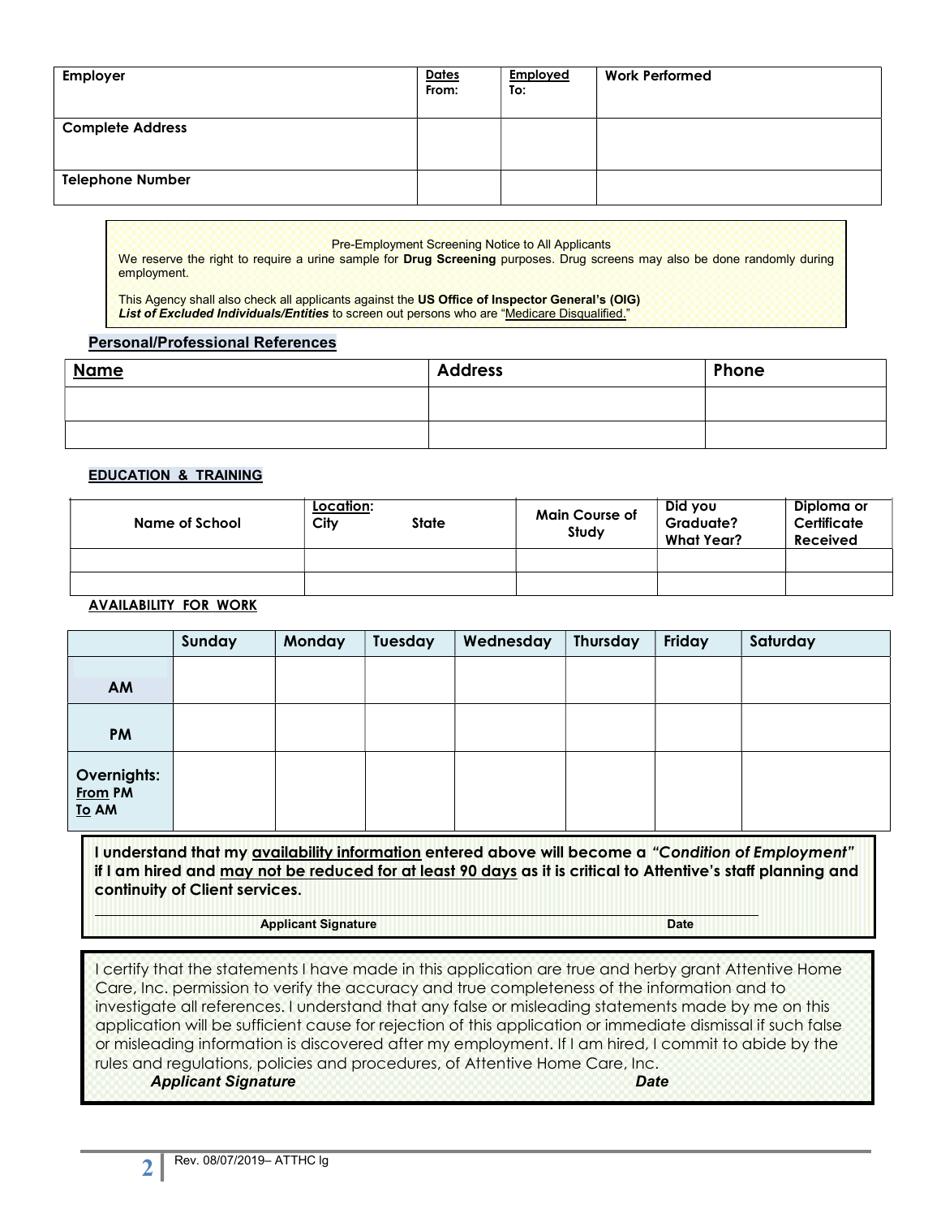| Employer | Dates From: | Employed To: | Work Performed |
|---|---|---|---|
| Complete Address | | | |
| Telephone Number | | | |

Pre-Employment Screening Notice to All Applicants

We reserve the right to require a urine sample for **Drug Screening** purposes. Drug screens may also be done randomly during employment.

This Agency shall also check all applicants against the **US Office of Inspector General's (OIG)** ***List of Excluded Individuals/Entities*** to screen out persons who are "Medicare Disqualified."

## Personal/Professional References

| Name | Address | Phone |
|---|---|---|
| | | |
| | | |

## EDUCATION & TRAINING

| Name of School | Location: City State | Main Course of Study | Did you Graduate? What Year? | Diploma or Certificate Received |
|---|---|---|---|---|
| | | | | |
| | | | | |

## AVAILABILITY FOR WORK

| | Sunday | Monday | Tuesday | Wednesday | Thursday | Friday | Saturday |
|---|---|---|---|---|---|---|---|
| AM | | | | | | | |
| PM | | | | | | | |
| Overnights: From PM To AM | | | | | | | |

**I understand that my availability information entered above will become a *"Condition of Employment"* if I am hired and may not be reduced for at least 90 days as it is critical to Attentive's staff planning and continuity of Client services.**

**Applicant Signature** **Date**

I certify that the statements I have made in this application are true and herby grant Attentive Home Care, Inc. permission to verify the accuracy and true completeness of the information and to investigate all references. I understand that any false or misleading statements made by me on this application will be sufficient cause for rejection of this application or immediate dismissal if such false or misleading information is discovered after my employment. If I am hired, I commit to abide by the rules and regulations, policies and procedures, of Attentive Home Care, Inc.

***Applicant Signature*** ***Date***

Rev. 08/07/2019– ATTHC lg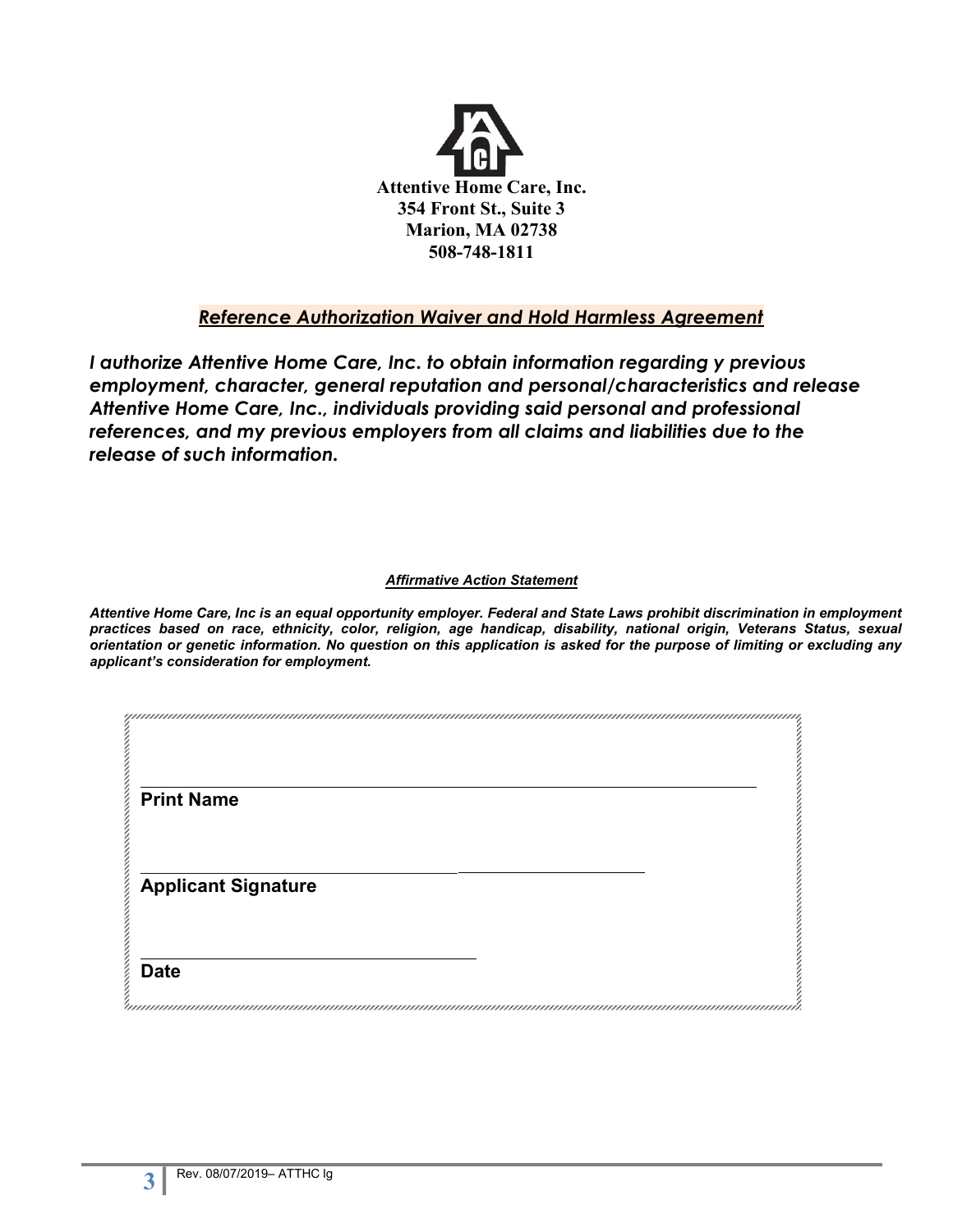**Attentive Home Care, Inc.**
**354 Front St., Suite 3**
**Marion, MA 02738**
**508-748-1811**

## ***Reference Authorization Waiver and Hold Harmless Agreement***

***I authorize Attentive Home Care, Inc. to obtain information regarding y previous employment, character, general reputation and personal/characteristics and release Attentive Home Care, Inc., individuals providing said personal and professional references, and my previous employers from all claims and liabilities due to the release of such information.***

***Affirmative Action Statement***

***Attentive Home Care, Inc is an equal opportunity employer. Federal and State Laws prohibit discrimination in employment practices based on race, ethnicity, color, religion, age handicap, disability, national origin, Veterans Status, sexual orientation or genetic information. No question on this application is asked for the purpose of limiting or excluding any applicant's consideration for employment.***

\_\_\_\_\_\_\_\_\_\_\_\_\_\_\_\_\_\_\_\_\_\_\_\_\_\_\_\_\_\_\_\_\_\_\_\_\_\_\_\_\_\_\_\_\_\_\_\_
**Print Name**

\_\_\_\_\_\_\_\_\_\_\_\_\_\_\_\_\_\_\_\_\_\_\_\_\_\_\_\_\_\_\_\_\_\_\_\_\_\_\_\_
**Applicant Signature**

\_\_\_\_\_\_\_\_\_\_\_\_\_\_\_\_\_\_\_\_\_\_\_\_\_\_\_\_\_\_
**Date**

Rev. 08/07/2019– ATTHC lg